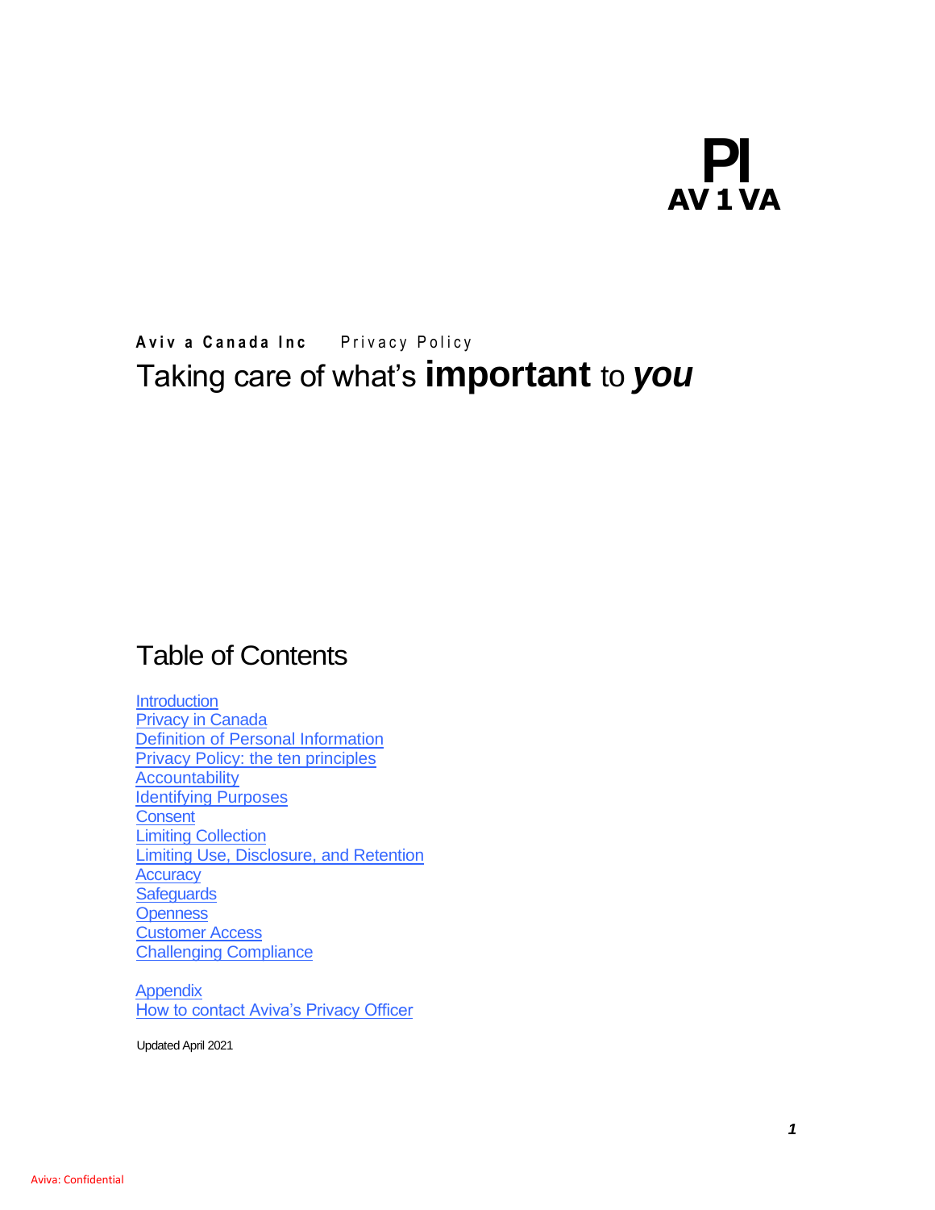PI
AV 1 VA

**Aviv a Canada Inc** Privacy Policy

# Taking care of what's **important** to ***you***

## Table of Contents

Introduction
Privacy in Canada
Definition of Personal Information
Privacy Policy: the ten principles
Accountability
Identifying Purposes
Consent
Limiting Collection
Limiting Use, Disclosure, and Retention
Accuracy
Safeguards
Openness
Customer Access
Challenging Compliance

Appendix
How to contact Aviva's Privacy Officer

Updated April 2021

Aviva: Confidential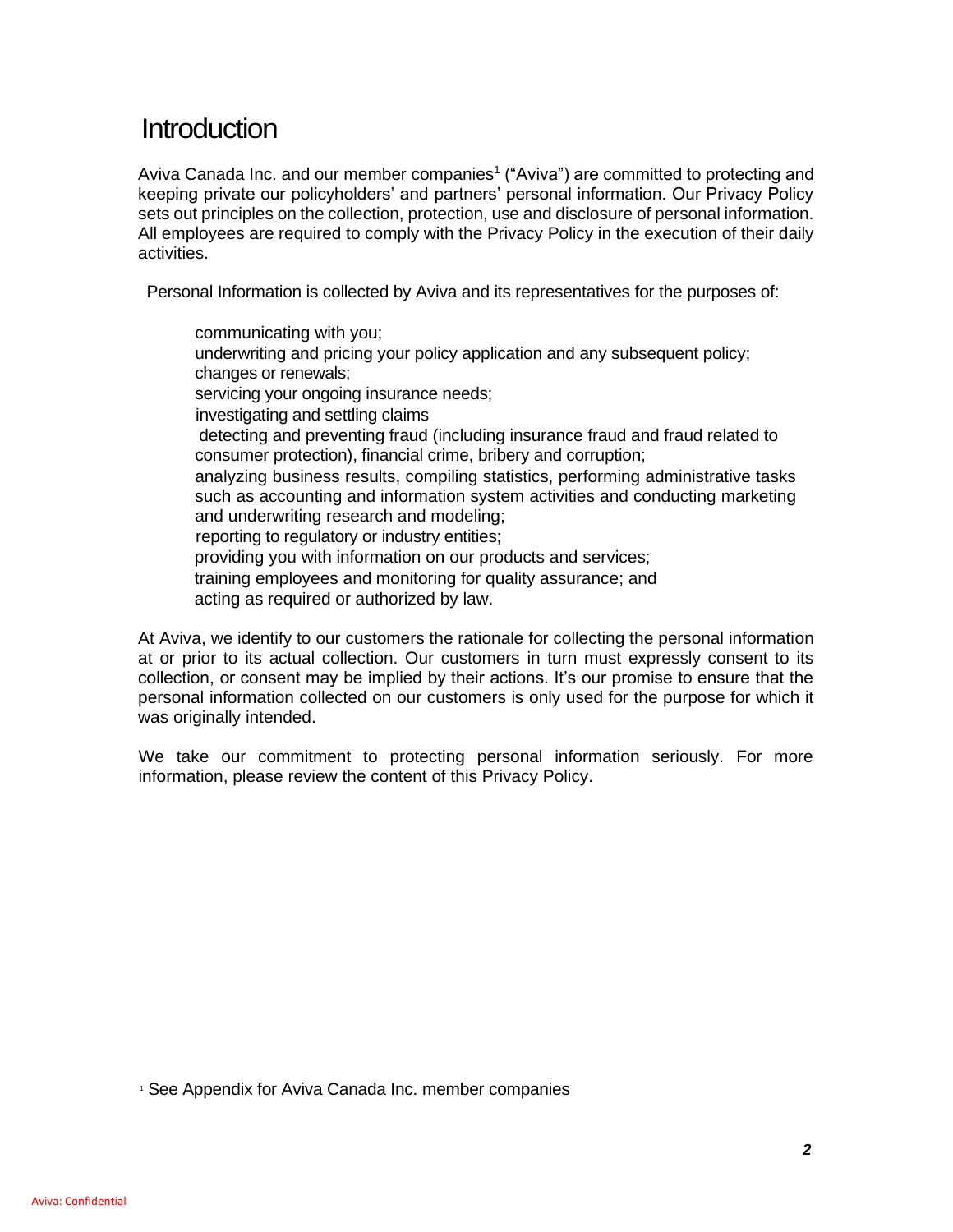# Introduction

Aviva Canada Inc. and our member companies[1] ("Aviva") are committed to protecting and keeping private our policyholders' and partners' personal information. Our Privacy Policy sets out principles on the collection, protection, use and disclosure of personal information. All employees are required to comply with the Privacy Policy in the execution of their daily activities.

Personal Information is collected by Aviva and its representatives for the purposes of:

- communicating with you;
- underwriting and pricing your policy application and any subsequent policy; changes or renewals;
- servicing your ongoing insurance needs;
- investigating and settling claims
- detecting and preventing fraud (including insurance fraud and fraud related to consumer protection), financial crime, bribery and corruption;
- analyzing business results, compiling statistics, performing administrative tasks such as accounting and information system activities and conducting marketing and underwriting research and modeling;
- reporting to regulatory or industry entities;
- providing you with information on our products and services;
- training employees and monitoring for quality assurance; and
- acting as required or authorized by law.

At Aviva, we identify to our customers the rationale for collecting the personal information at or prior to its actual collection. Our customers in turn must expressly consent to its collection, or consent may be implied by their actions. It's our promise to ensure that the personal information collected on our customers is only used for the purpose for which it was originally intended.

We take our commitment to protecting personal information seriously. For more information, please review the content of this Privacy Policy.

[1] See Appendix for Aviva Canada Inc. member companies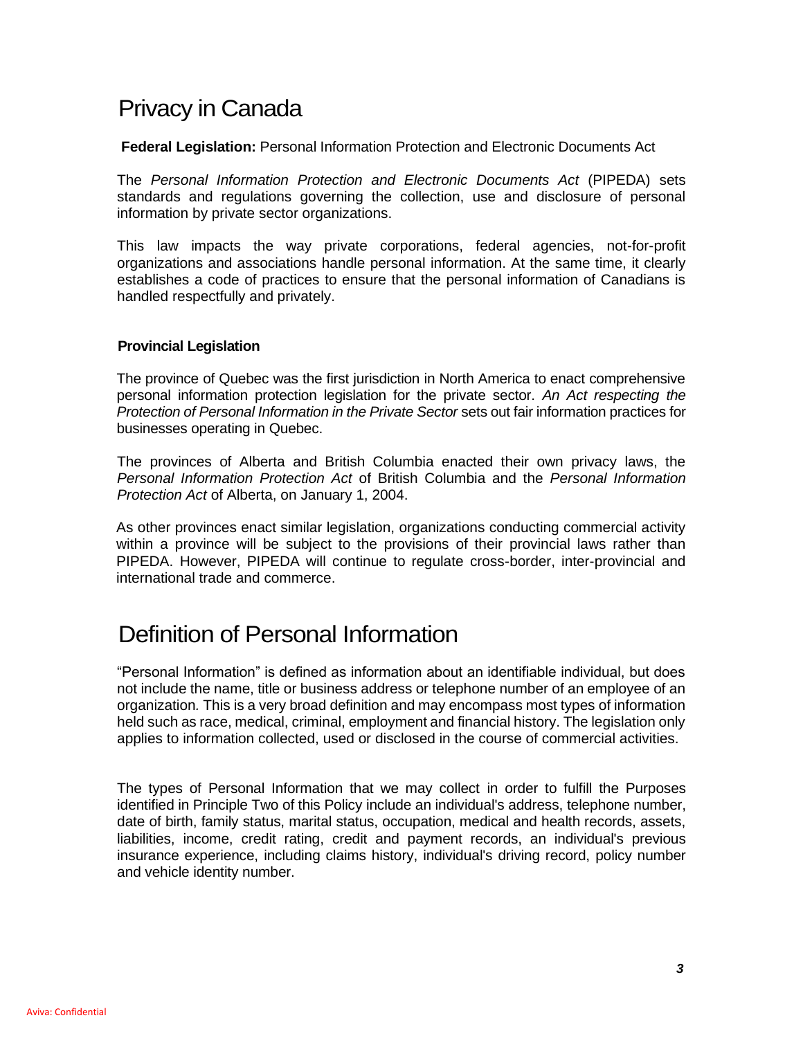# Privacy in Canada

**Federal Legislation:** Personal Information Protection and Electronic Documents Act

The *Personal Information Protection and Electronic Documents Act* (PIPEDA) sets standards and regulations governing the collection, use and disclosure of personal information by private sector organizations.

This law impacts the way private corporations, federal agencies, not-for-profit organizations and associations handle personal information. At the same time, it clearly establishes a code of practices to ensure that the personal information of Canadians is handled respectfully and privately.

### Provincial Legislation

The province of Quebec was the first jurisdiction in North America to enact comprehensive personal information protection legislation for the private sector. *An Act respecting the Protection of Personal Information in the Private Sector* sets out fair information practices for businesses operating in Quebec.

The provinces of Alberta and British Columbia enacted their own privacy laws, the *Personal Information Protection Act* of British Columbia and the *Personal Information Protection Act* of Alberta, on January 1, 2004.

As other provinces enact similar legislation, organizations conducting commercial activity within a province will be subject to the provisions of their provincial laws rather than PIPEDA. However, PIPEDA will continue to regulate cross-border, inter-provincial and international trade and commerce.

# Definition of Personal Information

“Personal Information” is defined as information about an identifiable individual, but does not include the name, title or business address or telephone number of an employee of an organization. This is a very broad definition and may encompass most types of information held such as race, medical, criminal, employment and financial history. The legislation only applies to information collected, used or disclosed in the course of commercial activities.

The types of Personal Information that we may collect in order to fulfill the Purposes identified in Principle Two of this Policy include an individual's address, telephone number, date of birth, family status, marital status, occupation, medical and health records, assets, liabilities, income, credit rating, credit and payment records, an individual's previous insurance experience, including claims history, individual's driving record, policy number and vehicle identity number.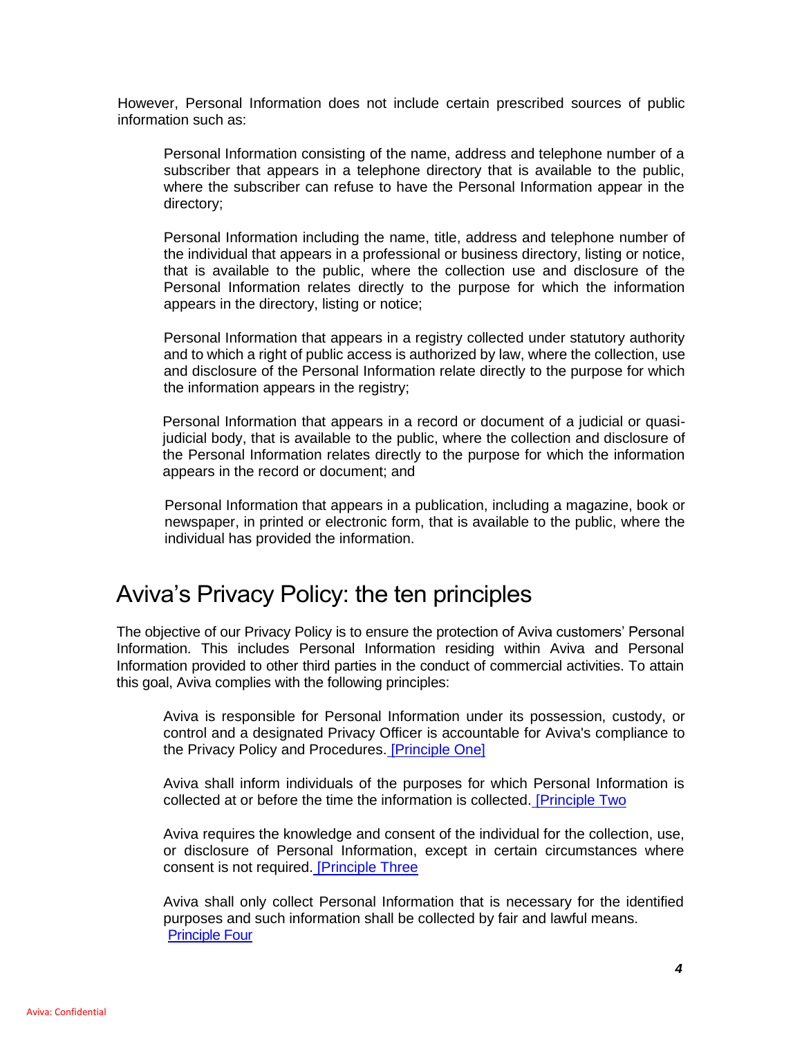However, Personal Information does not include certain prescribed sources of public information such as:

Personal Information consisting of the name, address and telephone number of a subscriber that appears in a telephone directory that is available to the public, where the subscriber can refuse to have the Personal Information appear in the directory;

Personal Information including the name, title, address and telephone number of the individual that appears in a professional or business directory, listing or notice, that is available to the public, where the collection use and disclosure of the Personal Information relates directly to the purpose for which the information appears in the directory, listing or notice;

Personal Information that appears in a registry collected under statutory authority and to which a right of public access is authorized by law, where the collection, use and disclosure of the Personal Information relate directly to the purpose for which the information appears in the registry;

Personal Information that appears in a record or document of a judicial or quasi-judicial body, that is available to the public, where the collection and disclosure of the Personal Information relates directly to the purpose for which the information appears in the record or document; and

Personal Information that appears in a publication, including a magazine, book or newspaper, in printed or electronic form, that is available to the public, where the individual has provided the information.

## Aviva's Privacy Policy: the ten principles

The objective of our Privacy Policy is to ensure the protection of Aviva customers' Personal Information. This includes Personal Information residing within Aviva and Personal Information provided to other third parties in the conduct of commercial activities. To attain this goal, Aviva complies with the following principles:

Aviva is responsible for Personal Information under its possession, custody, or control and a designated Privacy Officer is accountable for Aviva's compliance to the Privacy Policy and Procedures. [Principle One]

Aviva shall inform individuals of the purposes for which Personal Information is collected at or before the time the information is collected. [Principle Two

Aviva requires the knowledge and consent of the individual for the collection, use, or disclosure of Personal Information, except in certain circumstances where consent is not required. [Principle Three

Aviva shall only collect Personal Information that is necessary for the identified purposes and such information shall be collected by fair and lawful means. Principle Four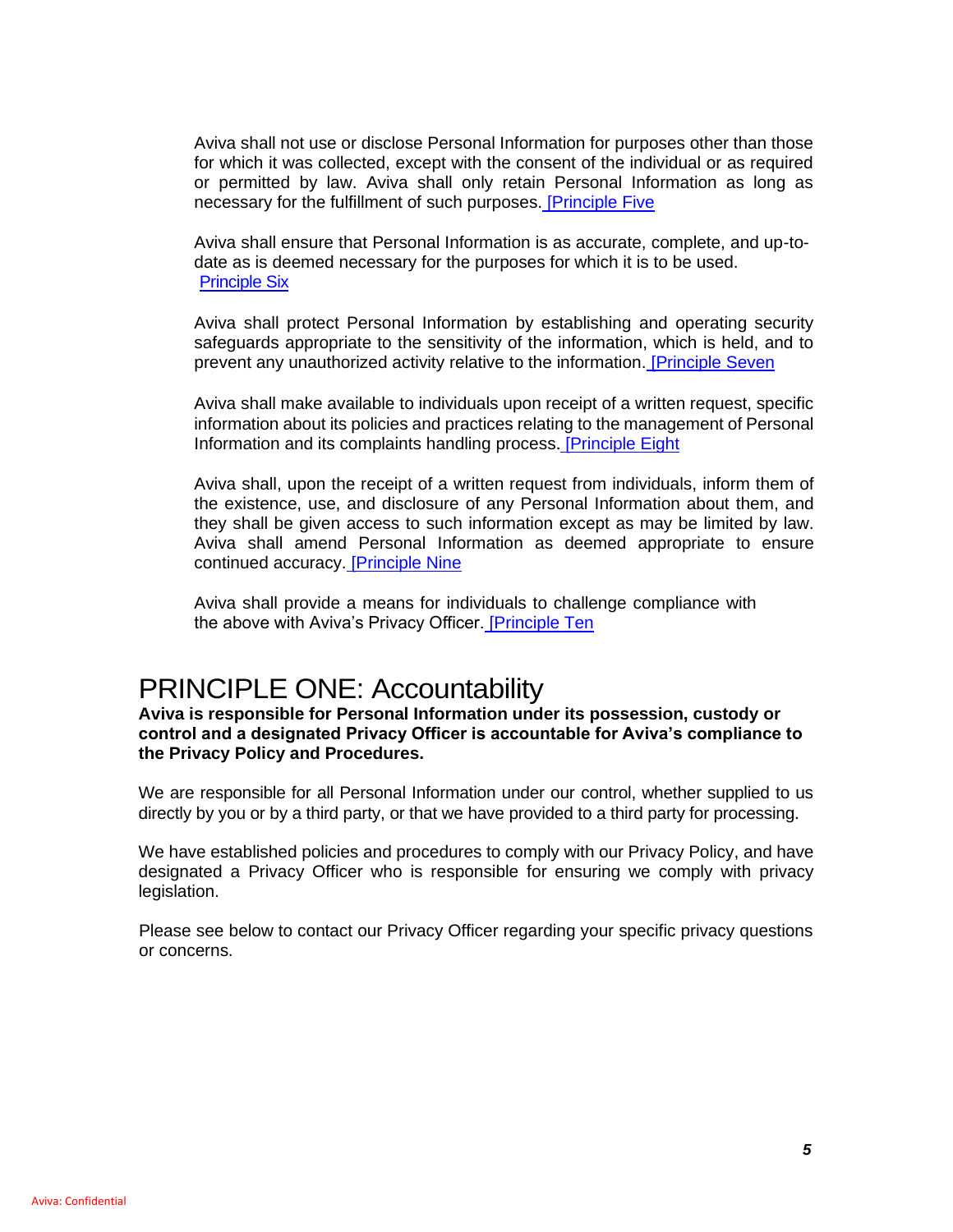Aviva shall not use or disclose Personal Information for purposes other than those for which it was collected, except with the consent of the individual or as required or permitted by law. Aviva shall only retain Personal Information as long as necessary for the fulfillment of such purposes. [Principle Five

Aviva shall ensure that Personal Information is as accurate, complete, and up-to-date as is deemed necessary for the purposes for which it is to be used. Principle Six

Aviva shall protect Personal Information by establishing and operating security safeguards appropriate to the sensitivity of the information, which is held, and to prevent any unauthorized activity relative to the information. [Principle Seven

Aviva shall make available to individuals upon receipt of a written request, specific information about its policies and practices relating to the management of Personal Information and its complaints handling process. [Principle Eight

Aviva shall, upon the receipt of a written request from individuals, inform them of the existence, use, and disclosure of any Personal Information about them, and they shall be given access to such information except as may be limited by law. Aviva shall amend Personal Information as deemed appropriate to ensure continued accuracy. [Principle Nine

Aviva shall provide a means for individuals to challenge compliance with the above with Aviva's Privacy Officer. [Principle Ten

# PRINCIPLE ONE: Accountability

**Aviva is responsible for Personal Information under its possession, custody or control and a designated Privacy Officer is accountable for Aviva's compliance to the Privacy Policy and Procedures.**

We are responsible for all Personal Information under our control, whether supplied to us directly by you or by a third party, or that we have provided to a third party for processing.

We have established policies and procedures to comply with our Privacy Policy, and have designated a Privacy Officer who is responsible for ensuring we comply with privacy legislation.

Please see below to contact our Privacy Officer regarding your specific privacy questions or concerns.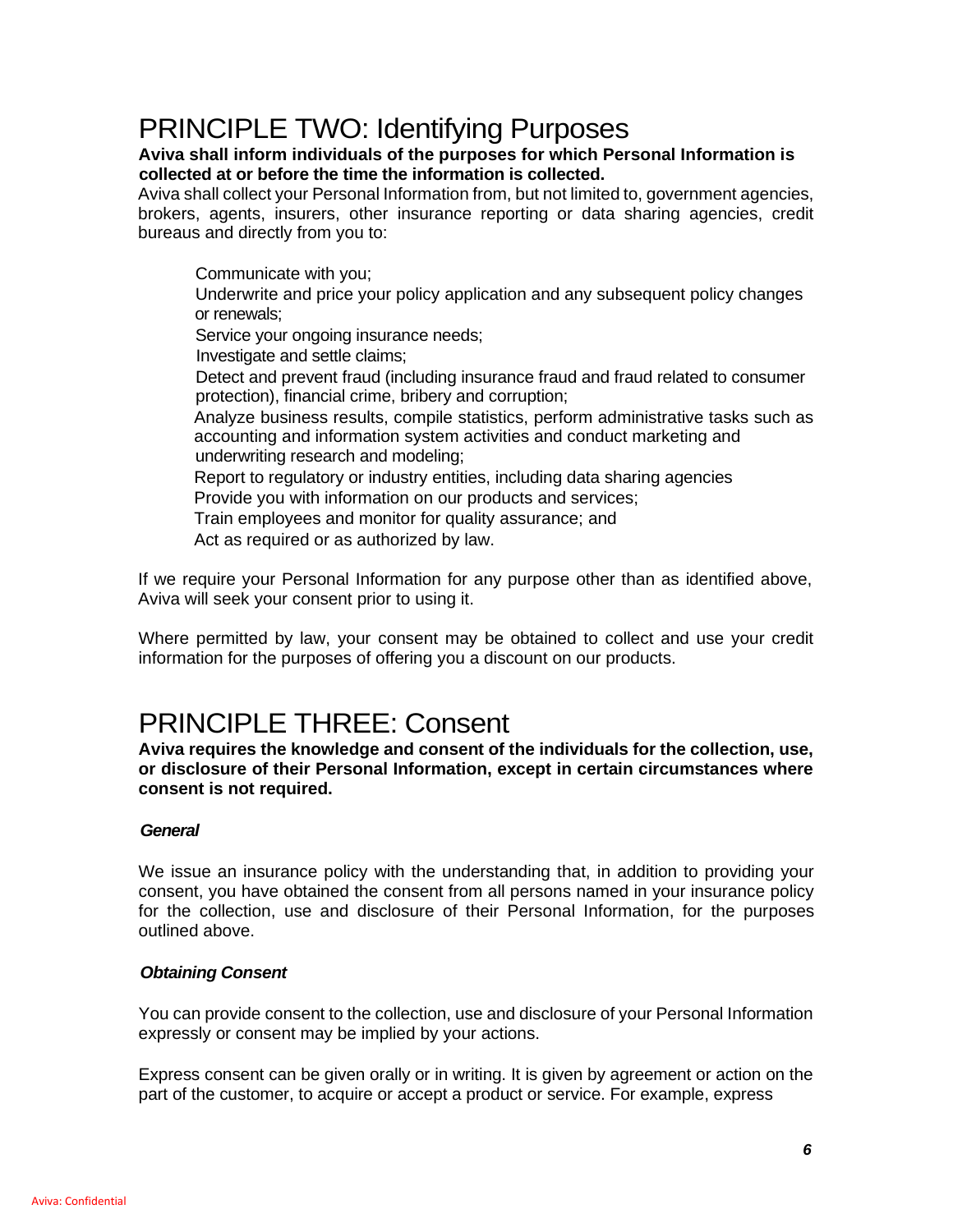# PRINCIPLE TWO: Identifying Purposes

**Aviva shall inform individuals of the purposes for which Personal Information is collected at or before the time the information is collected.**

Aviva shall collect your Personal Information from, but not limited to, government agencies, brokers, agents, insurers, other insurance reporting or data sharing agencies, credit bureaus and directly from you to:

- Communicate with you;
- Underwrite and price your policy application and any subsequent policy changes or renewals;
- Service your ongoing insurance needs;
- Investigate and settle claims;
- Detect and prevent fraud (including insurance fraud and fraud related to consumer protection), financial crime, bribery and corruption;
- Analyze business results, compile statistics, perform administrative tasks such as accounting and information system activities and conduct marketing and underwriting research and modeling;
- Report to regulatory or industry entities, including data sharing agencies
- Provide you with information on our products and services;
- Train employees and monitor for quality assurance; and
- Act as required or as authorized by law.

If we require your Personal Information for any purpose other than as identified above, Aviva will seek your consent prior to using it.

Where permitted by law, your consent may be obtained to collect and use your credit information for the purposes of offering you a discount on our products.

# PRINCIPLE THREE: Consent

**Aviva requires the knowledge and consent of the individuals for the collection, use, or disclosure of their Personal Information, except in certain circumstances where consent is not required.**

***General***

We issue an insurance policy with the understanding that, in addition to providing your consent, you have obtained the consent from all persons named in your insurance policy for the collection, use and disclosure of their Personal Information, for the purposes outlined above.

***Obtaining Consent***

You can provide consent to the collection, use and disclosure of your Personal Information expressly or consent may be implied by your actions.

Express consent can be given orally or in writing. It is given by agreement or action on the part of the customer, to acquire or accept a product or service. For example, express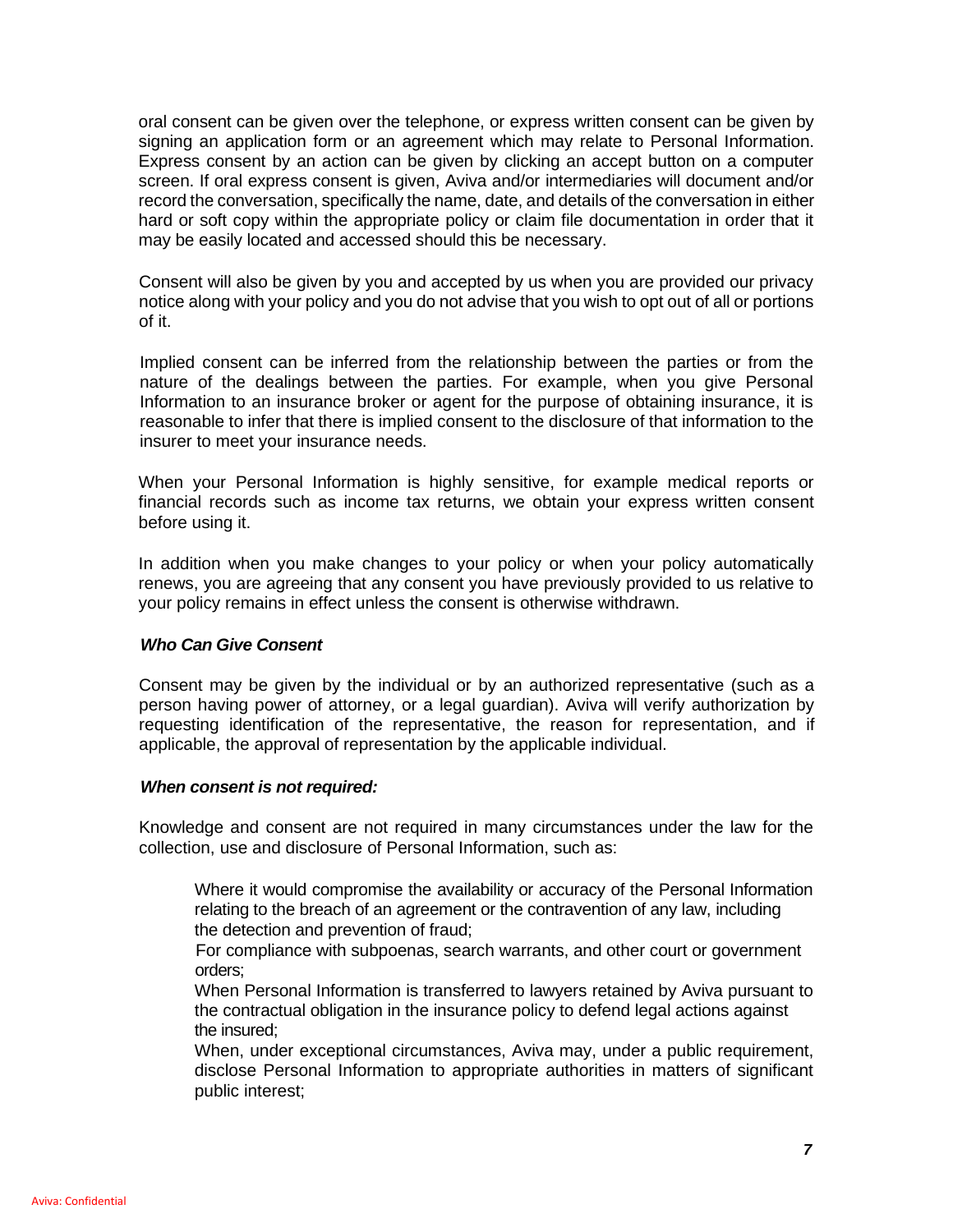oral consent can be given over the telephone, or express written consent can be given by signing an application form or an agreement which may relate to Personal Information. Express consent by an action can be given by clicking an accept button on a computer screen. If oral express consent is given, Aviva and/or intermediaries will document and/or record the conversation, specifically the name, date, and details of the conversation in either hard or soft copy within the appropriate policy or claim file documentation in order that it may be easily located and accessed should this be necessary.

Consent will also be given by you and accepted by us when you are provided our privacy notice along with your policy and you do not advise that you wish to opt out of all or portions of it.

Implied consent can be inferred from the relationship between the parties or from the nature of the dealings between the parties. For example, when you give Personal Information to an insurance broker or agent for the purpose of obtaining insurance, it is reasonable to infer that there is implied consent to the disclosure of that information to the insurer to meet your insurance needs.

When your Personal Information is highly sensitive, for example medical reports or financial records such as income tax returns, we obtain your express written consent before using it.

In addition when you make changes to your policy or when your policy automatically renews, you are agreeing that any consent you have previously provided to us relative to your policy remains in effect unless the consent is otherwise withdrawn.

***Who Can Give Consent***

Consent may be given by the individual or by an authorized representative (such as a person having power of attorney, or a legal guardian). Aviva will verify authorization by requesting identification of the representative, the reason for representation, and if applicable, the approval of representation by the applicable individual.

***When consent is not required:***

Knowledge and consent are not required in many circumstances under the law for the collection, use and disclosure of Personal Information, such as:

- Where it would compromise the availability or accuracy of the Personal Information relating to the breach of an agreement or the contravention of any law, including the detection and prevention of fraud;
- For compliance with subpoenas, search warrants, and other court or government orders;
- When Personal Information is transferred to lawyers retained by Aviva pursuant to the contractual obligation in the insurance policy to defend legal actions against the insured;
- When, under exceptional circumstances, Aviva may, under a public requirement, disclose Personal Information to appropriate authorities in matters of significant public interest;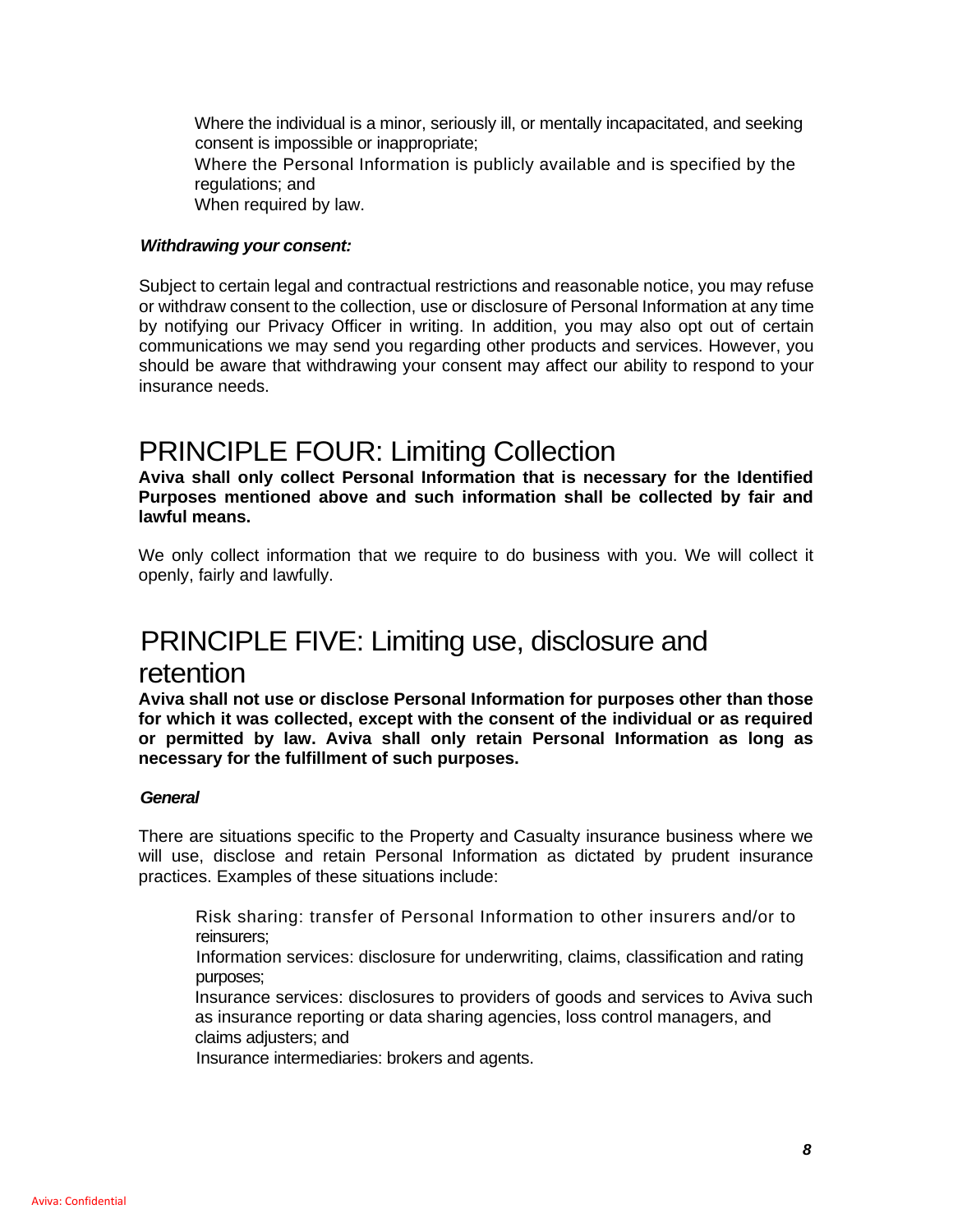- Where the individual is a minor, seriously ill, or mentally incapacitated, and seeking consent is impossible or inappropriate;
- Where the Personal Information is publicly available and is specified by the regulations; and
- When required by law.

***Withdrawing your consent:***

Subject to certain legal and contractual restrictions and reasonable notice, you may refuse or withdraw consent to the collection, use or disclosure of Personal Information at any time by notifying our Privacy Officer in writing. In addition, you may also opt out of certain communications we may send you regarding other products and services. However, you should be aware that withdrawing your consent may affect our ability to respond to your insurance needs.

# PRINCIPLE FOUR: Limiting Collection

**Aviva shall only collect Personal Information that is necessary for the Identified Purposes mentioned above and such information shall be collected by fair and lawful means.**

We only collect information that we require to do business with you. We will collect it openly, fairly and lawfully.

# PRINCIPLE FIVE: Limiting use, disclosure and retention

**Aviva shall not use or disclose Personal Information for purposes other than those for which it was collected, except with the consent of the individual or as required or permitted by law. Aviva shall only retain Personal Information as long as necessary for the fulfillment of such purposes.**

***General***

There are situations specific to the Property and Casualty insurance business where we will use, disclose and retain Personal Information as dictated by prudent insurance practices. Examples of these situations include:

- Risk sharing: transfer of Personal Information to other insurers and/or to reinsurers;
- Information services: disclosure for underwriting, claims, classification and rating purposes;
- Insurance services: disclosures to providers of goods and services to Aviva such as insurance reporting or data sharing agencies, loss control managers, and claims adjusters; and
- Insurance intermediaries: brokers and agents.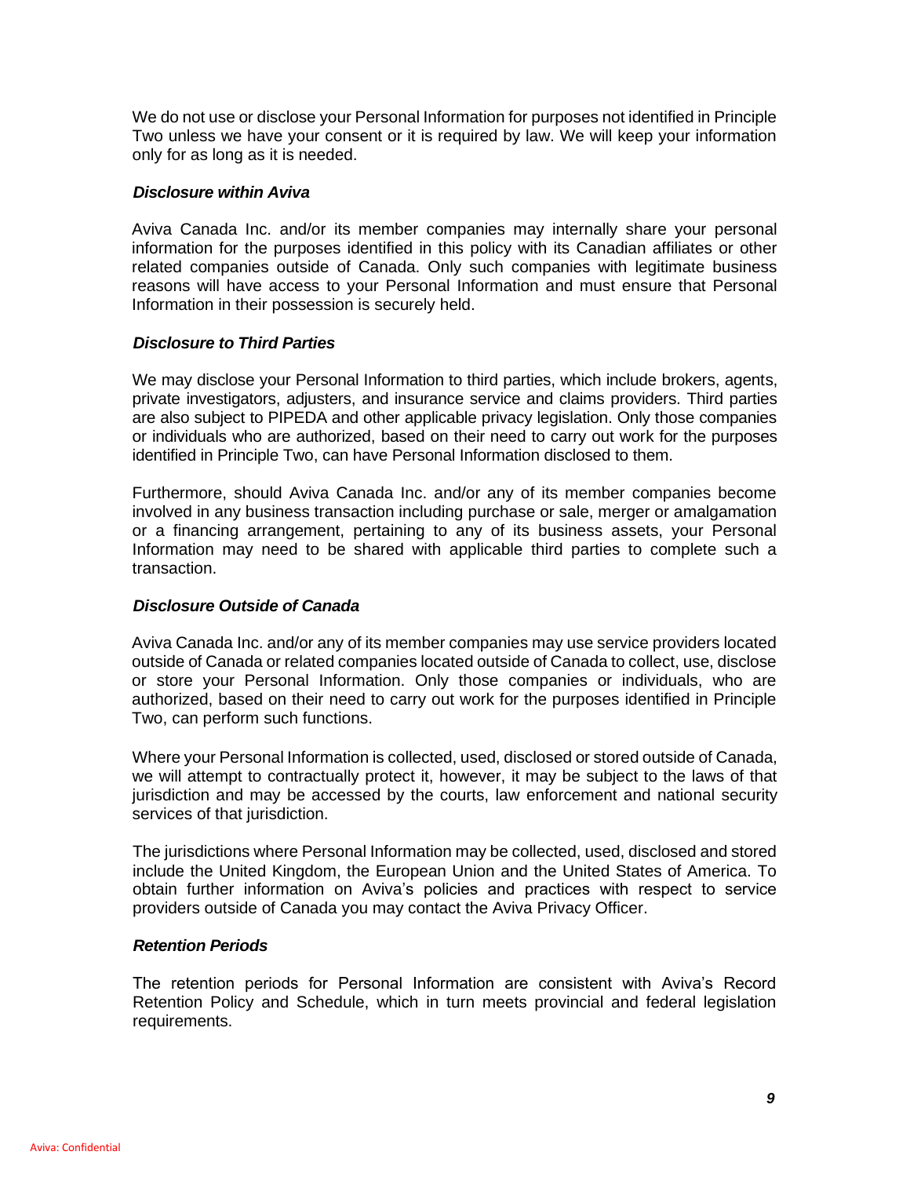We do not use or disclose your Personal Information for purposes not identified in Principle Two unless we have your consent or it is required by law. We will keep your information only for as long as it is needed.

***Disclosure within Aviva***

Aviva Canada Inc. and/or its member companies may internally share your personal information for the purposes identified in this policy with its Canadian affiliates or other related companies outside of Canada. Only such companies with legitimate business reasons will have access to your Personal Information and must ensure that Personal Information in their possession is securely held.

***Disclosure to Third Parties***

We may disclose your Personal Information to third parties, which include brokers, agents, private investigators, adjusters, and insurance service and claims providers. Third parties are also subject to PIPEDA and other applicable privacy legislation. Only those companies or individuals who are authorized, based on their need to carry out work for the purposes identified in Principle Two, can have Personal Information disclosed to them.

Furthermore, should Aviva Canada Inc. and/or any of its member companies become involved in any business transaction including purchase or sale, merger or amalgamation or a financing arrangement, pertaining to any of its business assets, your Personal Information may need to be shared with applicable third parties to complete such a transaction.

***Disclosure Outside of Canada***

Aviva Canada Inc. and/or any of its member companies may use service providers located outside of Canada or related companies located outside of Canada to collect, use, disclose or store your Personal Information. Only those companies or individuals, who are authorized, based on their need to carry out work for the purposes identified in Principle Two, can perform such functions.

Where your Personal Information is collected, used, disclosed or stored outside of Canada, we will attempt to contractually protect it, however, it may be subject to the laws of that jurisdiction and may be accessed by the courts, law enforcement and national security services of that jurisdiction.

The jurisdictions where Personal Information may be collected, used, disclosed and stored include the United Kingdom, the European Union and the United States of America. To obtain further information on Aviva's policies and practices with respect to service providers outside of Canada you may contact the Aviva Privacy Officer.

***Retention Periods***

The retention periods for Personal Information are consistent with Aviva's Record Retention Policy and Schedule, which in turn meets provincial and federal legislation requirements.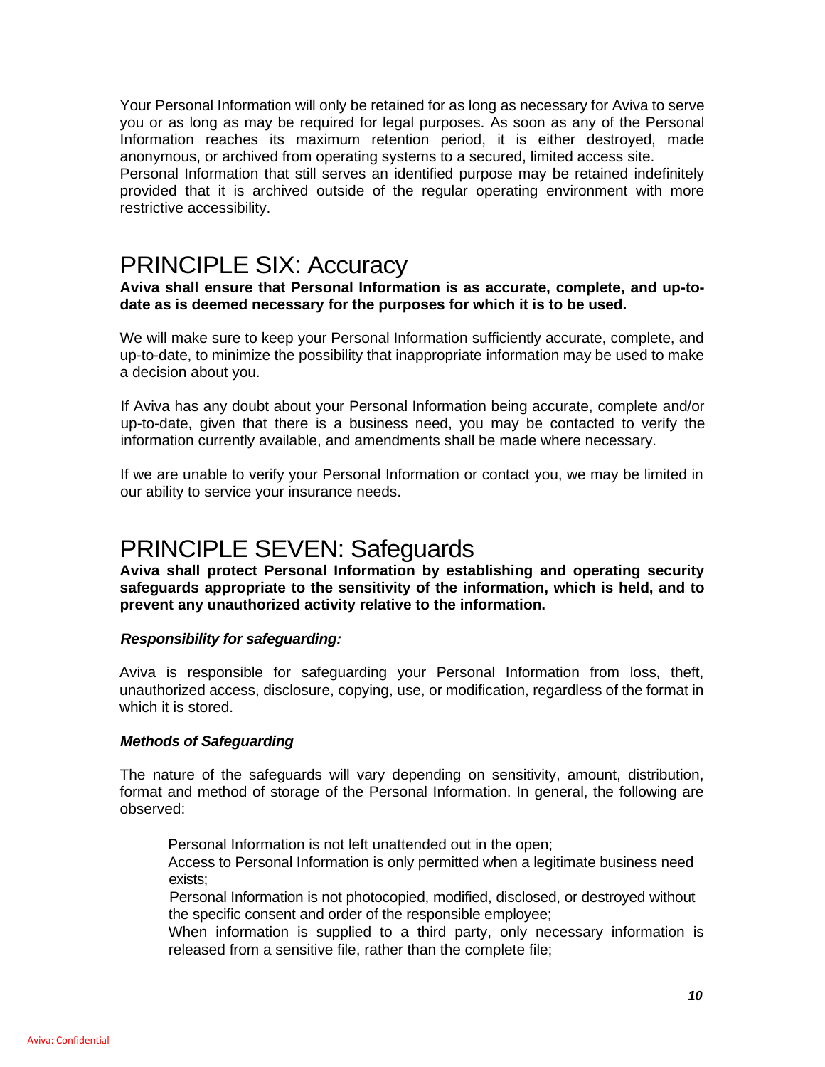Your Personal Information will only be retained for as long as necessary for Aviva to serve you or as long as may be required for legal purposes. As soon as any of the Personal Information reaches its maximum retention period, it is either destroyed, made anonymous, or archived from operating systems to a secured, limited access site.
Personal Information that still serves an identified purpose may be retained indefinitely provided that it is archived outside of the regular operating environment with more restrictive accessibility.

# PRINCIPLE SIX: Accuracy

**Aviva shall ensure that Personal Information is as accurate, complete, and up-to-date as is deemed necessary for the purposes for which it is to be used.**

We will make sure to keep your Personal Information sufficiently accurate, complete, and up-to-date, to minimize the possibility that inappropriate information may be used to make a decision about you.

If Aviva has any doubt about your Personal Information being accurate, complete and/or up-to-date, given that there is a business need, you may be contacted to verify the information currently available, and amendments shall be made where necessary.

If we are unable to verify your Personal Information or contact you, we may be limited in our ability to service your insurance needs.

# PRINCIPLE SEVEN: Safeguards

**Aviva shall protect Personal Information by establishing and operating security safeguards appropriate to the sensitivity of the information, which is held, and to prevent any unauthorized activity relative to the information.**

***Responsibility for safeguarding:***

Aviva is responsible for safeguarding your Personal Information from loss, theft, unauthorized access, disclosure, copying, use, or modification, regardless of the format in which it is stored.

***Methods of Safeguarding***

The nature of the safeguards will vary depending on sensitivity, amount, distribution, format and method of storage of the Personal Information. In general, the following are observed:

- Personal Information is not left unattended out in the open;
- Access to Personal Information is only permitted when a legitimate business need exists;
- Personal Information is not photocopied, modified, disclosed, or destroyed without the specific consent and order of the responsible employee;
- When information is supplied to a third party, only necessary information is released from a sensitive file, rather than the complete file;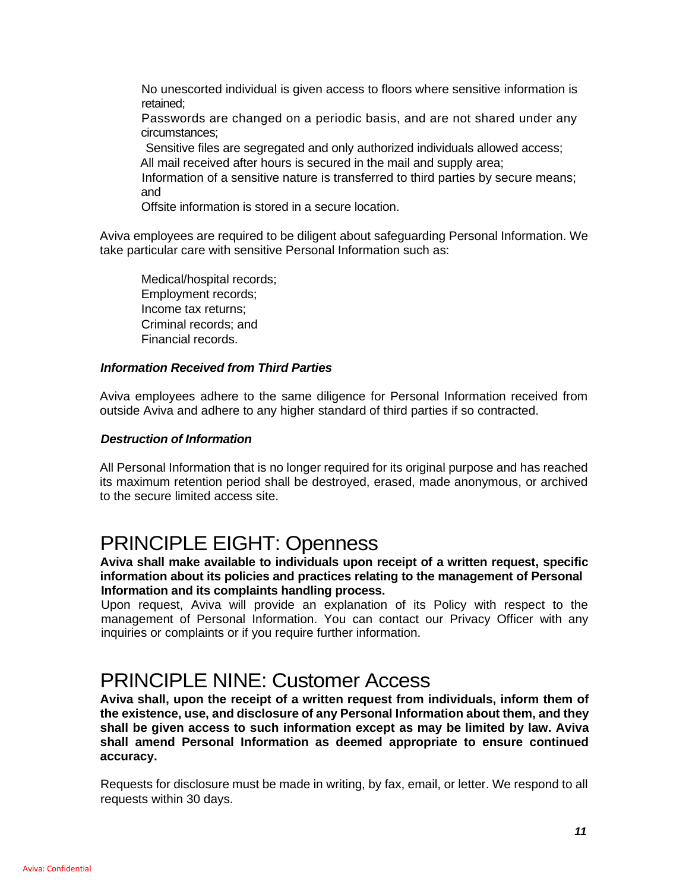- No unescorted individual is given access to floors where sensitive information is retained;
- Passwords are changed on a periodic basis, and are not shared under any circumstances;
- Sensitive files are segregated and only authorized individuals allowed access;
- All mail received after hours is secured in the mail and supply area;
- Information of a sensitive nature is transferred to third parties by secure means; and
- Offsite information is stored in a secure location.

Aviva employees are required to be diligent about safeguarding Personal Information. We take particular care with sensitive Personal Information such as:

- Medical/hospital records;
- Employment records;
- Income tax returns;
- Criminal records; and
- Financial records.

### *Information Received from Third Parties*

Aviva employees adhere to the same diligence for Personal Information received from outside Aviva and adhere to any higher standard of third parties if so contracted.

### *Destruction of Information*

All Personal Information that is no longer required for its original purpose and has reached its maximum retention period shall be destroyed, erased, made anonymous, or archived to the secure limited access site.

## PRINCIPLE EIGHT: Openness

**Aviva shall make available to individuals upon receipt of a written request, specific information about its policies and practices relating to the management of Personal Information and its complaints handling process.**

Upon request, Aviva will provide an explanation of its Policy with respect to the management of Personal Information. You can contact our Privacy Officer with any inquiries or complaints or if you require further information.

## PRINCIPLE NINE: Customer Access

**Aviva shall, upon the receipt of a written request from individuals, inform them of the existence, use, and disclosure of any Personal Information about them, and they shall be given access to such information except as may be limited by law. Aviva shall amend Personal Information as deemed appropriate to ensure continued accuracy.**

Requests for disclosure must be made in writing, by fax, email, or letter. We respond to all requests within 30 days.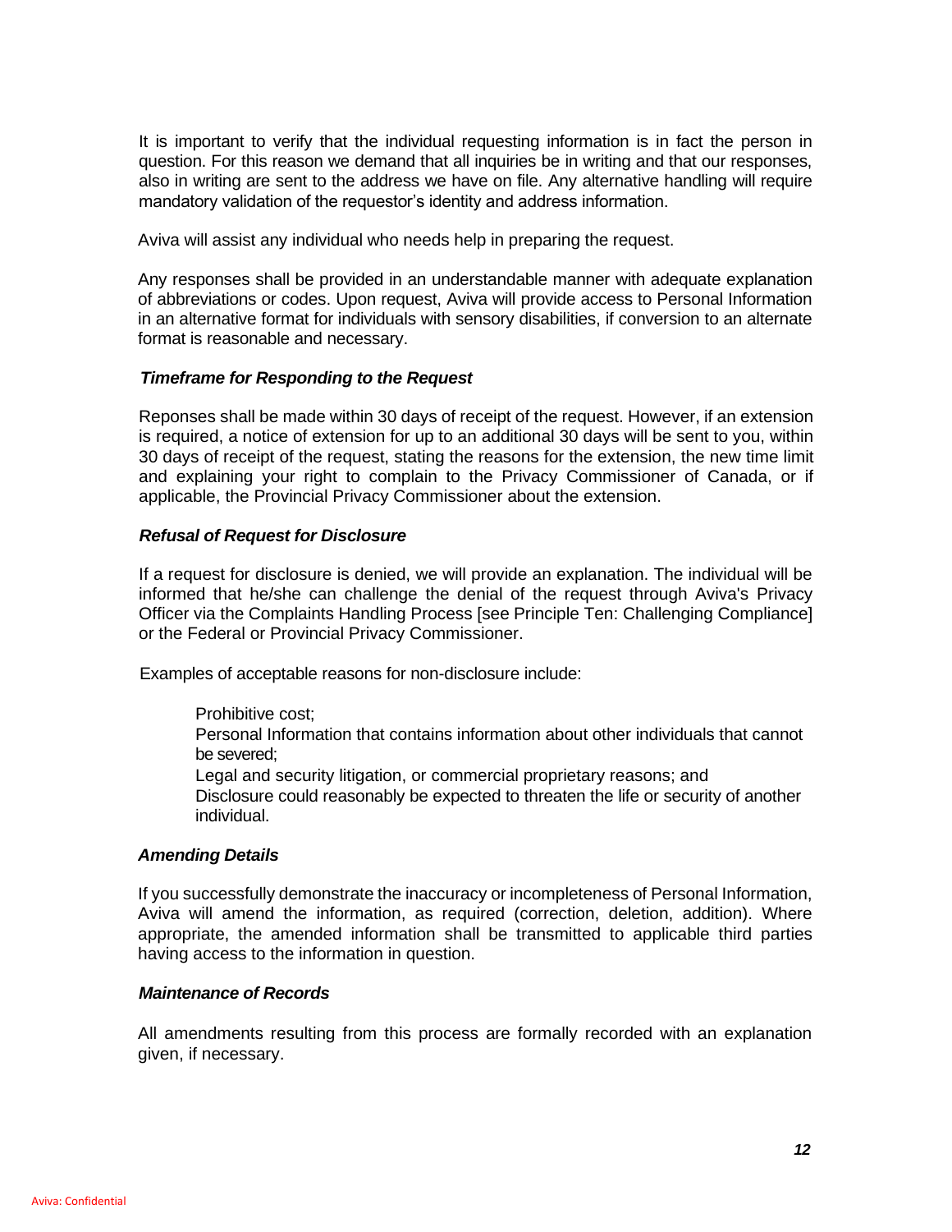It is important to verify that the individual requesting information is in fact the person in question. For this reason we demand that all inquiries be in writing and that our responses, also in writing are sent to the address we have on file. Any alternative handling will require mandatory validation of the requestor's identity and address information.

Aviva will assist any individual who needs help in preparing the request.

Any responses shall be provided in an understandable manner with adequate explanation of abbreviations or codes. Upon request, Aviva will provide access to Personal Information in an alternative format for individuals with sensory disabilities, if conversion to an alternate format is reasonable and necessary.

***Timeframe for Responding to the Request***

Reponses shall be made within 30 days of receipt of the request. However, if an extension is required, a notice of extension for up to an additional 30 days will be sent to you, within 30 days of receipt of the request, stating the reasons for the extension, the new time limit and explaining your right to complain to the Privacy Commissioner of Canada, or if applicable, the Provincial Privacy Commissioner about the extension.

***Refusal of Request for Disclosure***

If a request for disclosure is denied, we will provide an explanation. The individual will be informed that he/she can challenge the denial of the request through Aviva's Privacy Officer via the Complaints Handling Process [see Principle Ten: Challenging Compliance] or the Federal or Provincial Privacy Commissioner.

Examples of acceptable reasons for non-disclosure include:

- Prohibitive cost;
- Personal Information that contains information about other individuals that cannot be severed;
- Legal and security litigation, or commercial proprietary reasons; and
- Disclosure could reasonably be expected to threaten the life or security of another individual.

***Amending Details***

If you successfully demonstrate the inaccuracy or incompleteness of Personal Information, Aviva will amend the information, as required (correction, deletion, addition). Where appropriate, the amended information shall be transmitted to applicable third parties having access to the information in question.

***Maintenance of Records***

All amendments resulting from this process are formally recorded with an explanation given, if necessary.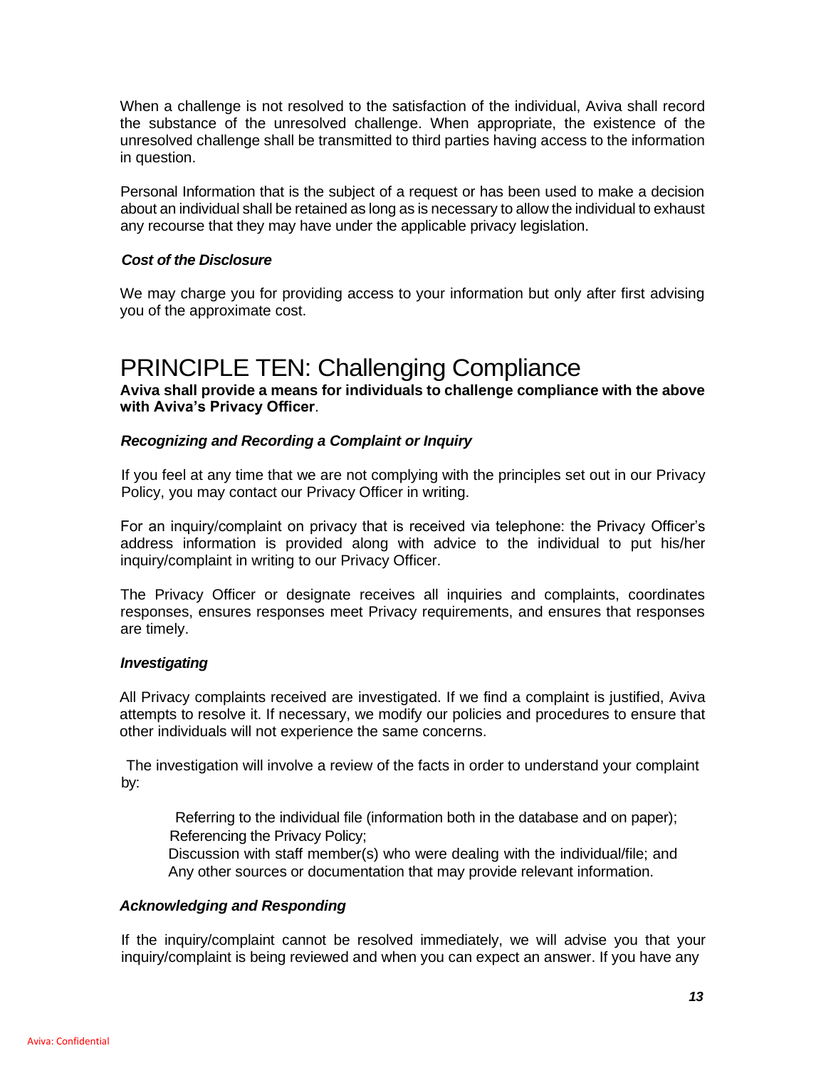When a challenge is not resolved to the satisfaction of the individual, Aviva shall record the substance of the unresolved challenge. When appropriate, the existence of the unresolved challenge shall be transmitted to third parties having access to the information in question.

Personal Information that is the subject of a request or has been used to make a decision about an individual shall be retained as long as is necessary to allow the individual to exhaust any recourse that they may have under the applicable privacy legislation.

***Cost of the Disclosure***

We may charge you for providing access to your information but only after first advising you of the approximate cost.

# PRINCIPLE TEN: Challenging Compliance

**Aviva shall provide a means for individuals to challenge compliance with the above with Aviva's Privacy Officer**.

***Recognizing and Recording a Complaint or Inquiry***

If you feel at any time that we are not complying with the principles set out in our Privacy Policy, you may contact our Privacy Officer in writing.

For an inquiry/complaint on privacy that is received via telephone: the Privacy Officer's address information is provided along with advice to the individual to put his/her inquiry/complaint in writing to our Privacy Officer.

The Privacy Officer or designate receives all inquiries and complaints, coordinates responses, ensures responses meet Privacy requirements, and ensures that responses are timely.

***Investigating***

All Privacy complaints received are investigated. If we find a complaint is justified, Aviva attempts to resolve it. If necessary, we modify our policies and procedures to ensure that other individuals will not experience the same concerns.

The investigation will involve a review of the facts in order to understand your complaint by:

- Referring to the individual file (information both in the database and on paper);
- Referencing the Privacy Policy;
- Discussion with staff member(s) who were dealing with the individual/file; and
- Any other sources or documentation that may provide relevant information.

***Acknowledging and Responding***

If the inquiry/complaint cannot be resolved immediately, we will advise you that your inquiry/complaint is being reviewed and when you can expect an answer. If you have any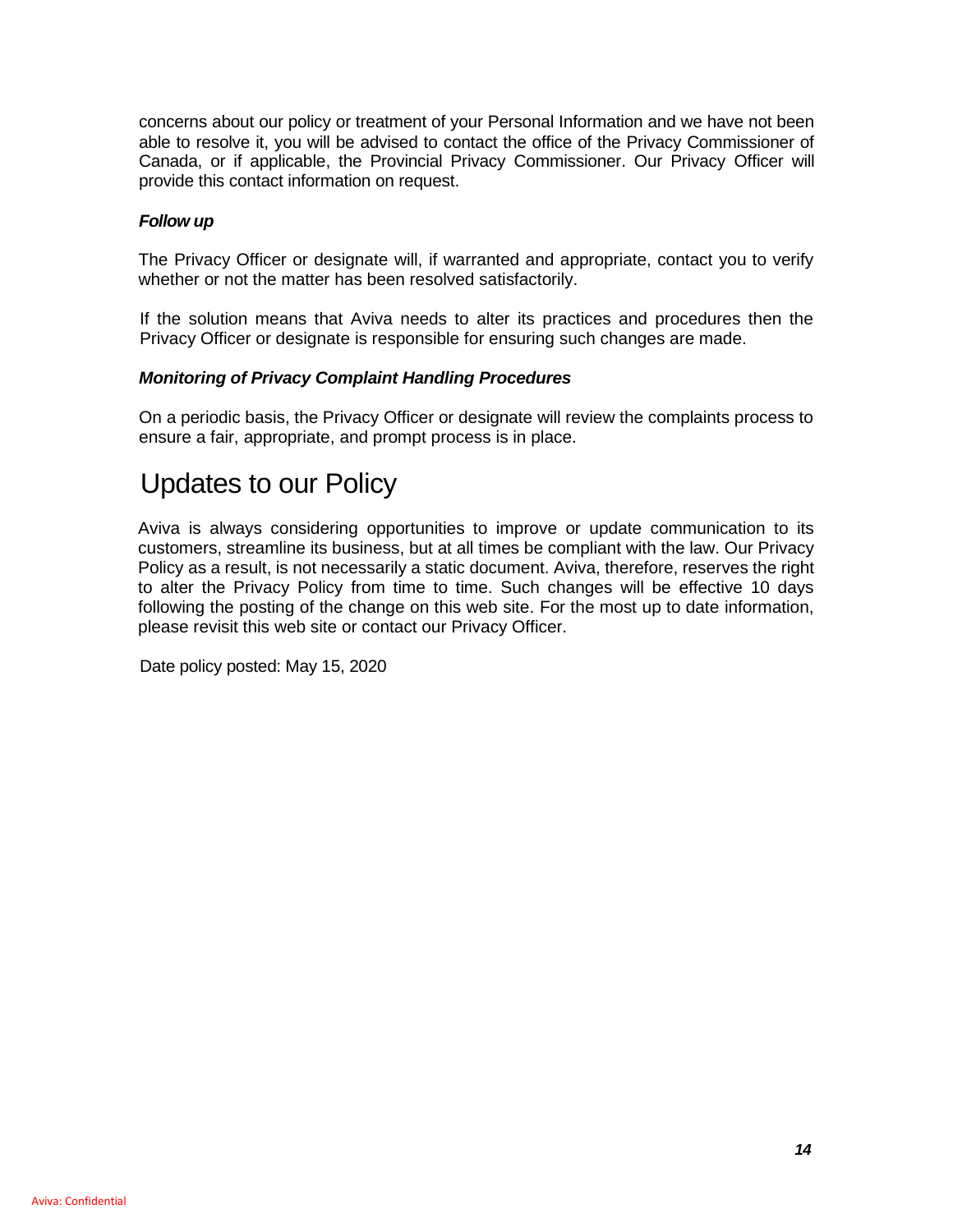concerns about our policy or treatment of your Personal Information and we have not been able to resolve it, you will be advised to contact the office of the Privacy Commissioner of Canada, or if applicable, the Provincial Privacy Commissioner. Our Privacy Officer will provide this contact information on request.

### *Follow up*

The Privacy Officer or designate will, if warranted and appropriate, contact you to verify whether or not the matter has been resolved satisfactorily.

If the solution means that Aviva needs to alter its practices and procedures then the Privacy Officer or designate is responsible for ensuring such changes are made.

### *Monitoring of Privacy Complaint Handling Procedures*

On a periodic basis, the Privacy Officer or designate will review the complaints process to ensure a fair, appropriate, and prompt process is in place.

## Updates to our Policy

Aviva is always considering opportunities to improve or update communication to its customers, streamline its business, but at all times be compliant with the law. Our Privacy Policy as a result, is not necessarily a static document. Aviva, therefore, reserves the right to alter the Privacy Policy from time to time. Such changes will be effective 10 days following the posting of the change on this web site. For the most up to date information, please revisit this web site or contact our Privacy Officer.

Date policy posted: May 15, 2020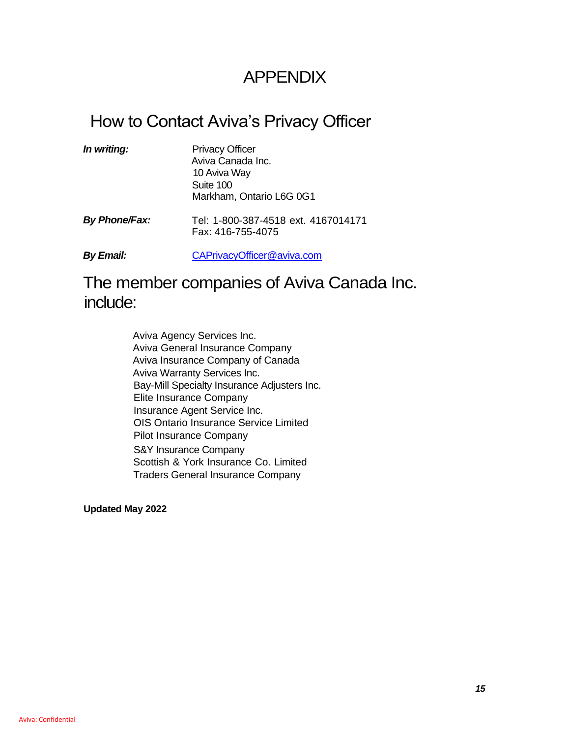# APPENDIX

## How to Contact Aviva's Privacy Officer

| | |
|---|---|
| ***In writing:*** | Privacy Officer<br>Aviva Canada Inc.<br>10 Aviva Way<br>Suite 100<br>Markham, Ontario L6G 0G1 |
| ***By Phone/Fax:*** | Tel: 1-800-387-4518 ext. 4167014171<br>Fax: 416-755-4075 |
| ***By Email:*** | CAPrivacyOfficer@aviva.com |

## The member companies of Aviva Canada Inc. include:

Aviva Agency Services Inc.
Aviva General Insurance Company
Aviva Insurance Company of Canada
Aviva Warranty Services Inc.
Bay-Mill Specialty Insurance Adjusters Inc.
Elite Insurance Company
Insurance Agent Service Inc.
OIS Ontario Insurance Service Limited
Pilot Insurance Company
S&Y Insurance Company
Scottish & York Insurance Co. Limited
Traders General Insurance Company

**Updated May 2022**

Aviva: Confidential